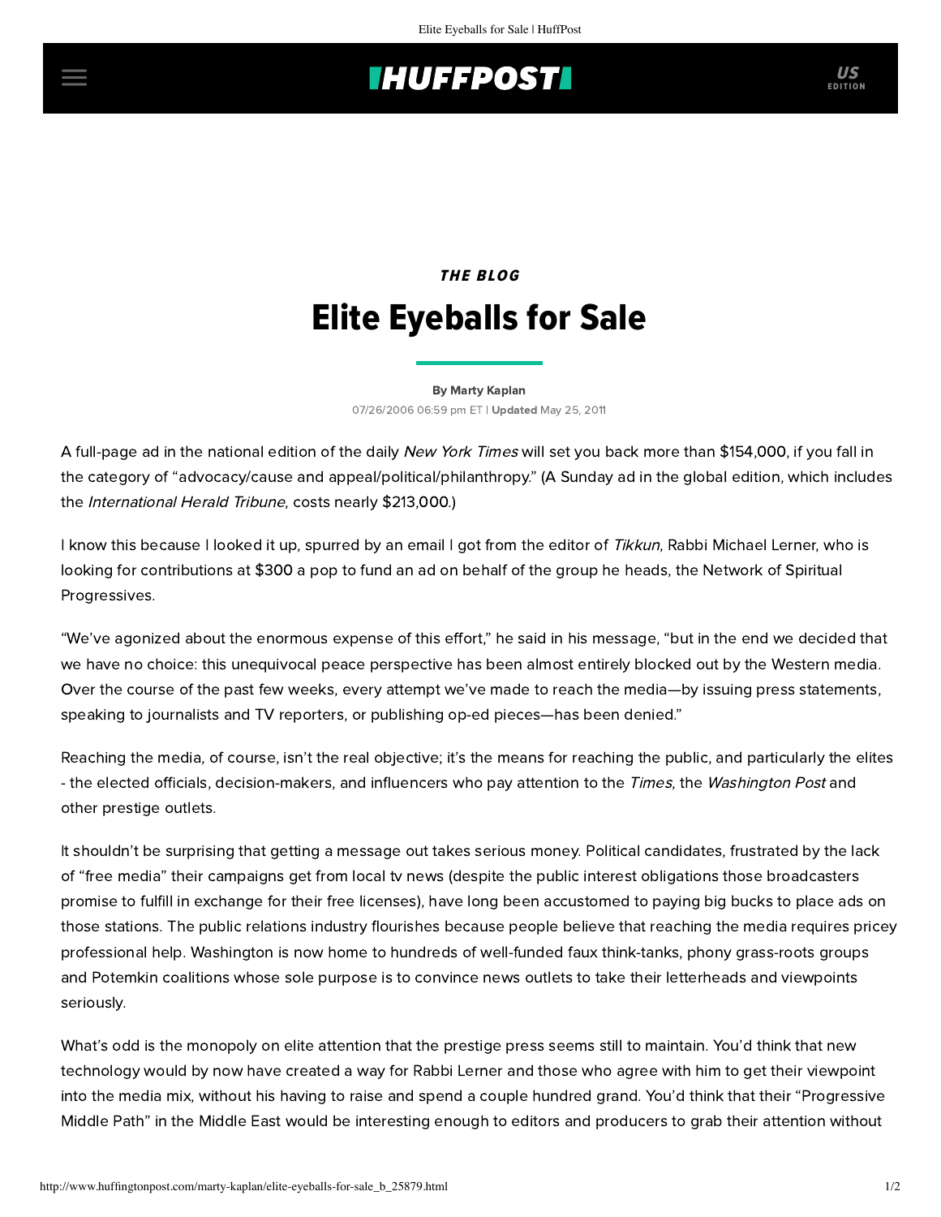THE BLOG

# Elite Eyeballs for Sale

By Marty Kaplan

07/26/2006 06:59 pm ET | **Updated** May 25, 2011

A full-page ad in the national edition of the daily *New York Times* will set you back more than $154,000, if you fall in the category of "advocacy/cause and appeal/political/philanthropy." (A Sunday ad in the global edition, which includes the *International Herald Tribune*, costs nearly $213,000.)

I know this because I looked it up, spurred by an email I got from the editor of *Tikkun*, Rabbi Michael Lerner, who is looking for contributions at $300 a pop to fund an ad on behalf of the group he heads, the Network of Spiritual Progressives.

"We've agonized about the enormous expense of this effort," he said in his message, "but in the end we decided that we have no choice: this unequivocal peace perspective has been almost entirely blocked out by the Western media. Over the course of the past few weeks, every attempt we've made to reach the media—by issuing press statements, speaking to journalists and TV reporters, or publishing op-ed pieces—has been denied."

Reaching the media, of course, isn't the real objective; it's the means for reaching the public, and particularly the elites - the elected officials, decision-makers, and influencers who pay attention to the *Times*, the *Washington Post* and other prestige outlets.

It shouldn't be surprising that getting a message out takes serious money. Political candidates, frustrated by the lack of "free media" their campaigns get from local tv news (despite the public interest obligations those broadcasters promise to fulfill in exchange for their free licenses), have long been accustomed to paying big bucks to place ads on those stations. The public relations industry flourishes because people believe that reaching the media requires pricey professional help. Washington is now home to hundreds of well-funded faux think-tanks, phony grass-roots groups and Potemkin coalitions whose sole purpose is to convince news outlets to take their letterheads and viewpoints seriously.

What's odd is the monopoly on elite attention that the prestige press seems still to maintain. You'd think that new technology would by now have created a way for Rabbi Lerner and those who agree with him to get their viewpoint into the media mix, without his having to raise and spend a couple hundred grand. You'd think that their "Progressive Middle Path" in the Middle East would be interesting enough to editors and producers to grab their attention without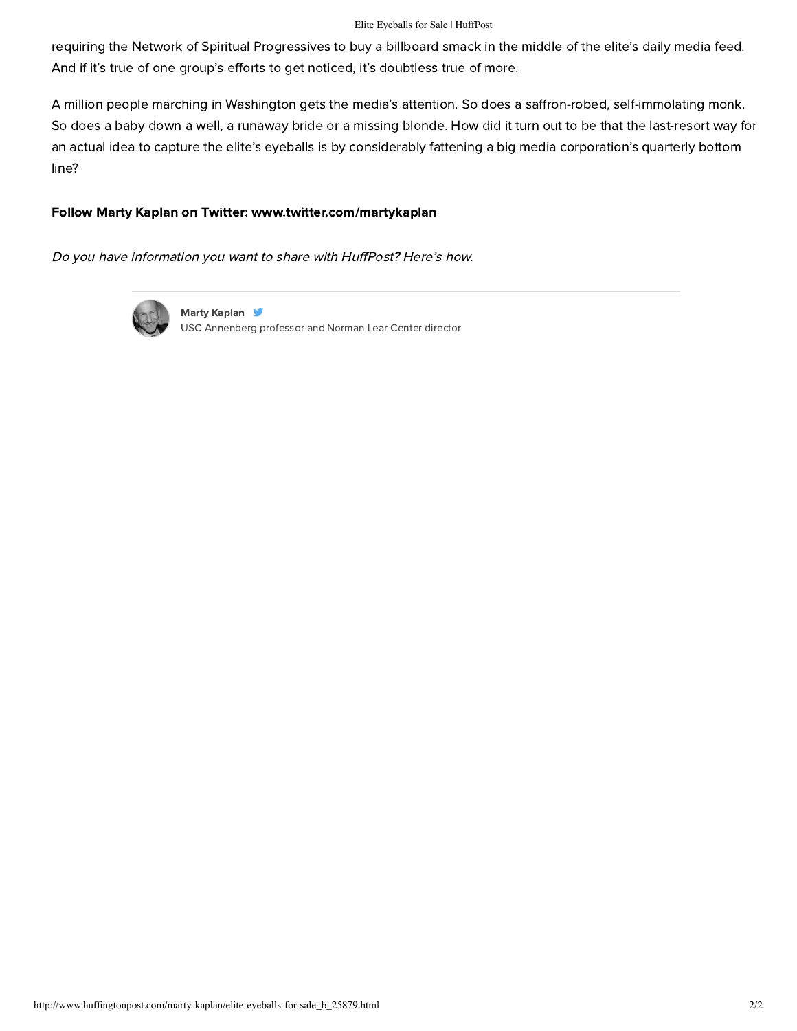requiring the Network of Spiritual Progressives to buy a billboard smack in the middle of the elite's daily media feed. And if it's true of one group's efforts to get noticed, it's doubtless true of more.

A million people marching in Washington gets the media's attention. So does a saffron-robed, self-immolating monk. So does a baby down a well, a runaway bride or a missing blonde. How did it turn out to be that the last-resort way for an actual idea to capture the elite's eyeballs is by considerably fattening a big media corporation's quarterly bottom line?

**Follow Marty Kaplan on Twitter: www.twitter.com/martykaplan**

*Do you have information you want to share with HuffPost? Here's how.*

**Marty Kaplan**

USC Annenberg professor and Norman Lear Center director